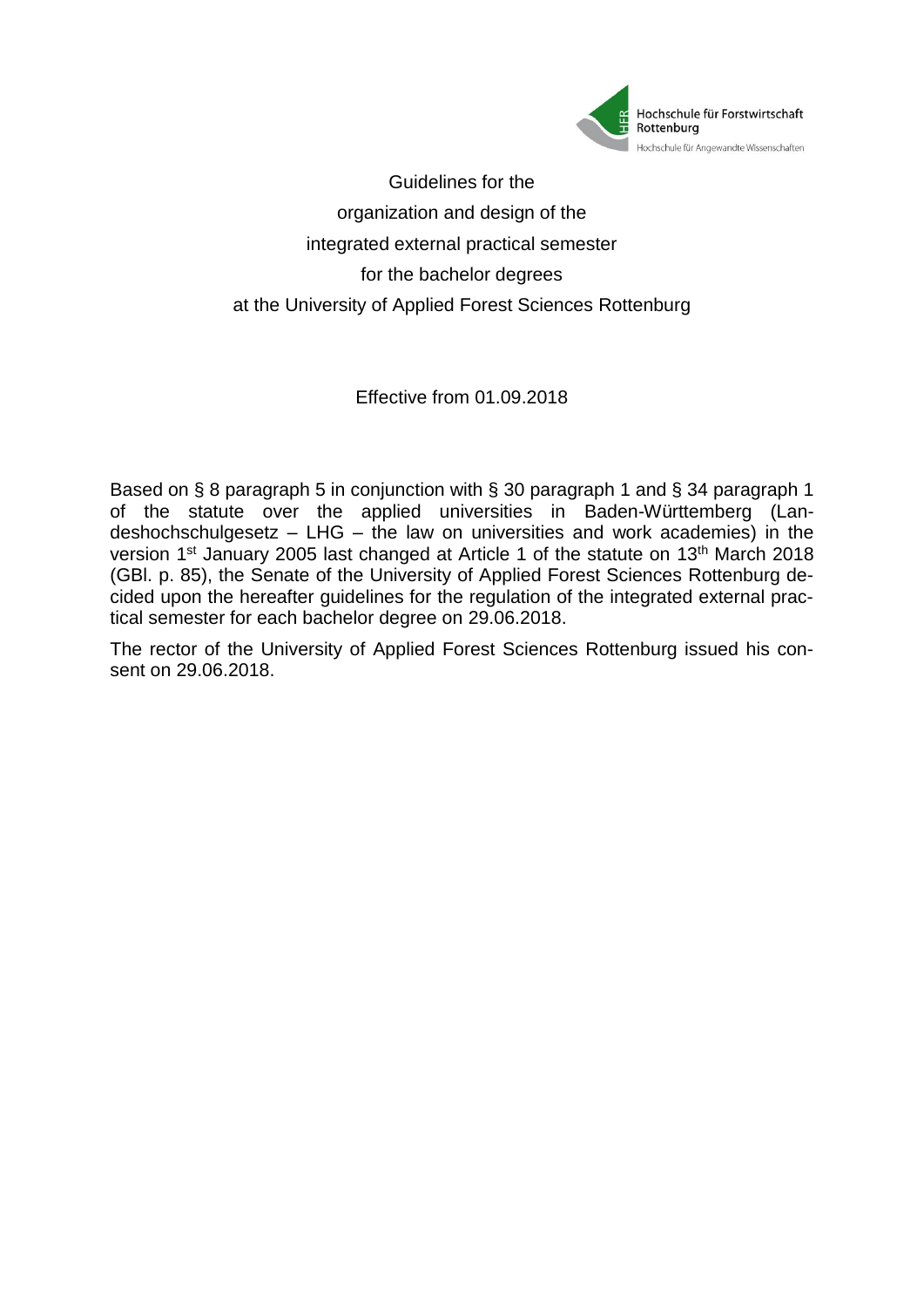Hochschule für Forstwirtschaft Rottenburg
Hochschule für Angewandte Wissenschaften

# Guidelines for the organization and design of the integrated external practical semester for the bachelor degrees at the University of Applied Forest Sciences Rottenburg

Effective from 01.09.2018

Based on § 8 paragraph 5 in conjunction with § 30 paragraph 1 and § 34 paragraph 1 of the statute over the applied universities in Baden-Württemberg (Landeshochschulgesetz – LHG – the law on universities and work academies) in the version 1st January 2005 last changed at Article 1 of the statute on 13th March 2018 (GBl. p. 85), the Senate of the University of Applied Forest Sciences Rottenburg decided upon the hereafter guidelines for the regulation of the integrated external practical semester for each bachelor degree on 29.06.2018.

The rector of the University of Applied Forest Sciences Rottenburg issued his consent on 29.06.2018.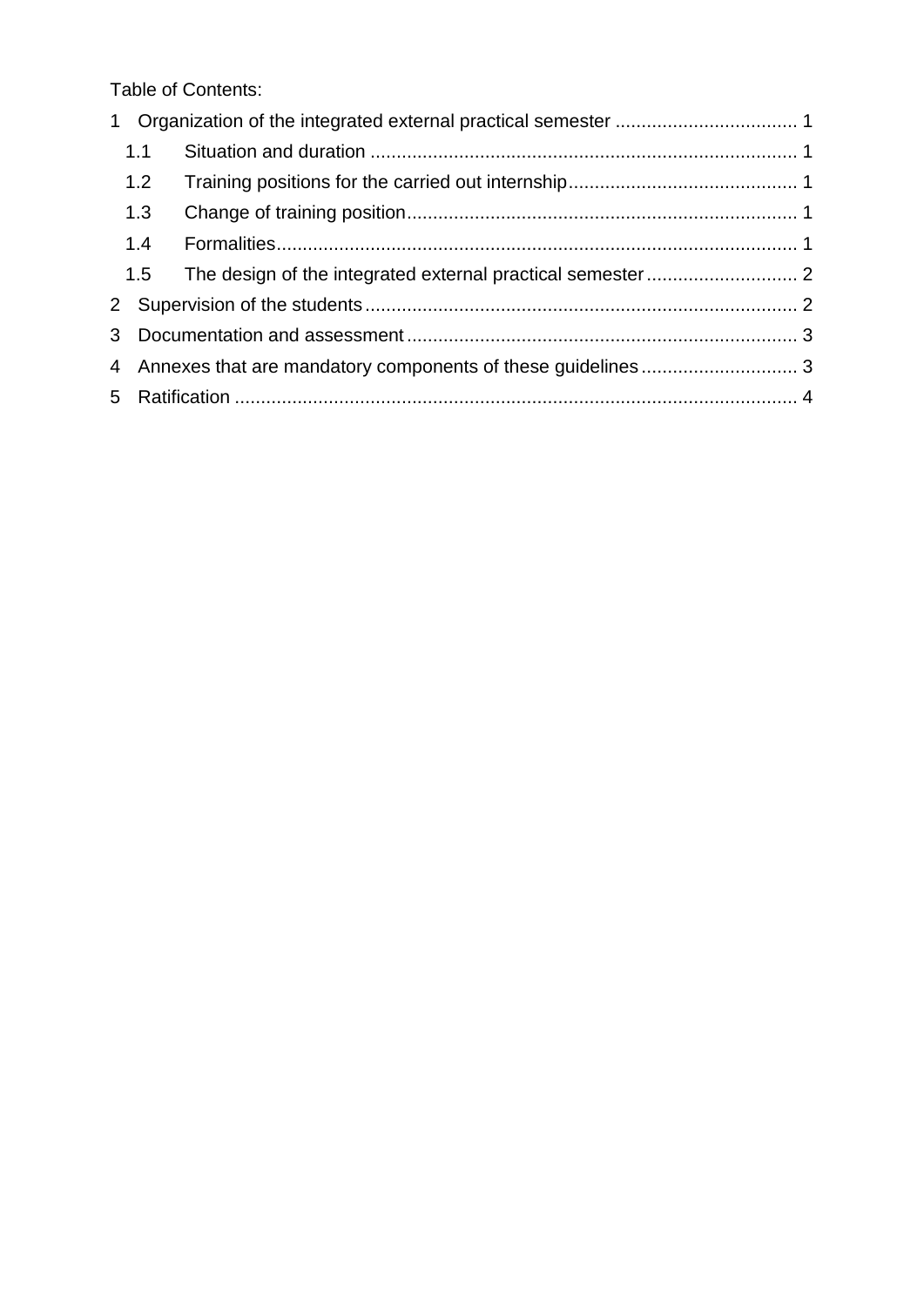Table of Contents:

1 Organization of the integrated external practical semester ................................... 1

  1.1 Situation and duration .................................................................................. 1

  1.2 Training positions for the carried out internship............................................ 1

  1.3 Change of training position........................................................................... 1

  1.4 Formalities.................................................................................................... 1

  1.5 The design of the integrated external practical semester............................. 2

2 Supervision of the students.................................................................................. 2

3 Documentation and assessment.......................................................................... 3

4 Annexes that are mandatory components of these guidelines............................. 3

5 Ratification ........................................................................................................... 4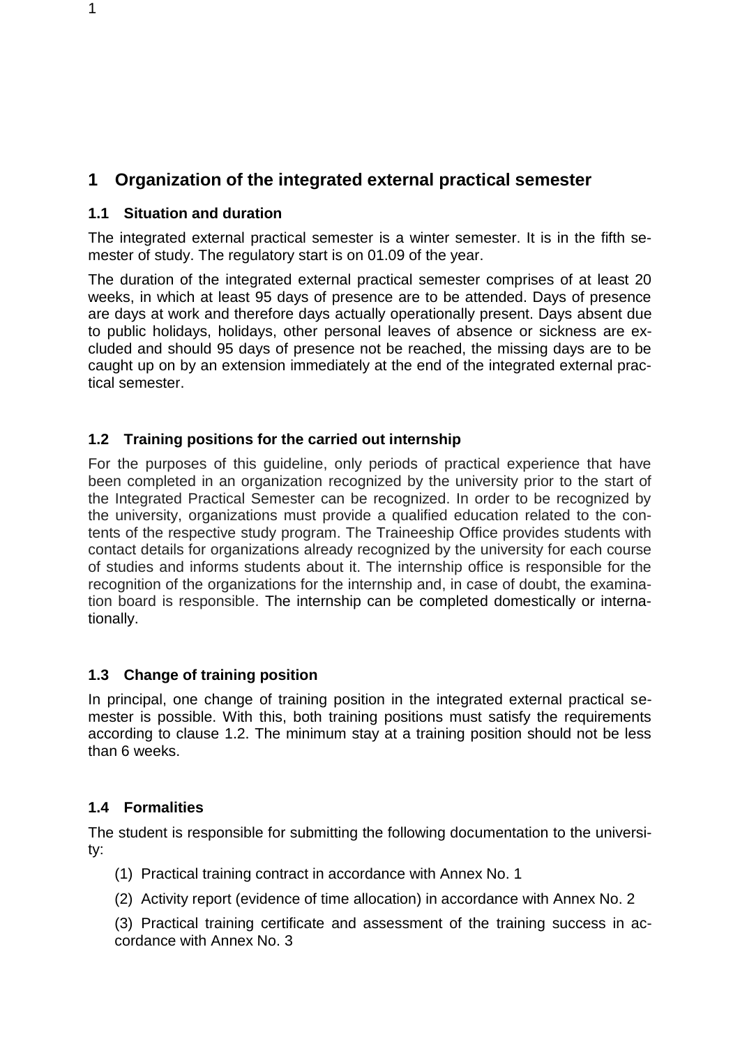# 1 Organization of the integrated external practical semester

## 1.1 Situation and duration

The integrated external practical semester is a winter semester. It is in the fifth semester of study. The regulatory start is on 01.09 of the year.

The duration of the integrated external practical semester comprises of at least 20 weeks, in which at least 95 days of presence are to be attended. Days of presence are days at work and therefore days actually operationally present. Days absent due to public holidays, holidays, other personal leaves of absence or sickness are excluded and should 95 days of presence not be reached, the missing days are to be caught up on by an extension immediately at the end of the integrated external practical semester.

## 1.2 Training positions for the carried out internship

For the purposes of this guideline, only periods of practical experience that have been completed in an organization recognized by the university prior to the start of the Integrated Practical Semester can be recognized. In order to be recognized by the university, organizations must provide a qualified education related to the contents of the respective study program. The Traineeship Office provides students with contact details for organizations already recognized by the university for each course of studies and informs students about it. The internship office is responsible for the recognition of the organizations for the internship and, in case of doubt, the examination board is responsible. The internship can be completed domestically or internationally.

## 1.3 Change of training position

In principal, one change of training position in the integrated external practical semester is possible. With this, both training positions must satisfy the requirements according to clause 1.2. The minimum stay at a training position should not be less than 6 weeks.

## 1.4 Formalities

The student is responsible for submitting the following documentation to the university:

(1) Practical training contract in accordance with Annex No. 1

(2) Activity report (evidence of time allocation) in accordance with Annex No. 2

(3) Practical training certificate and assessment of the training success in accordance with Annex No. 3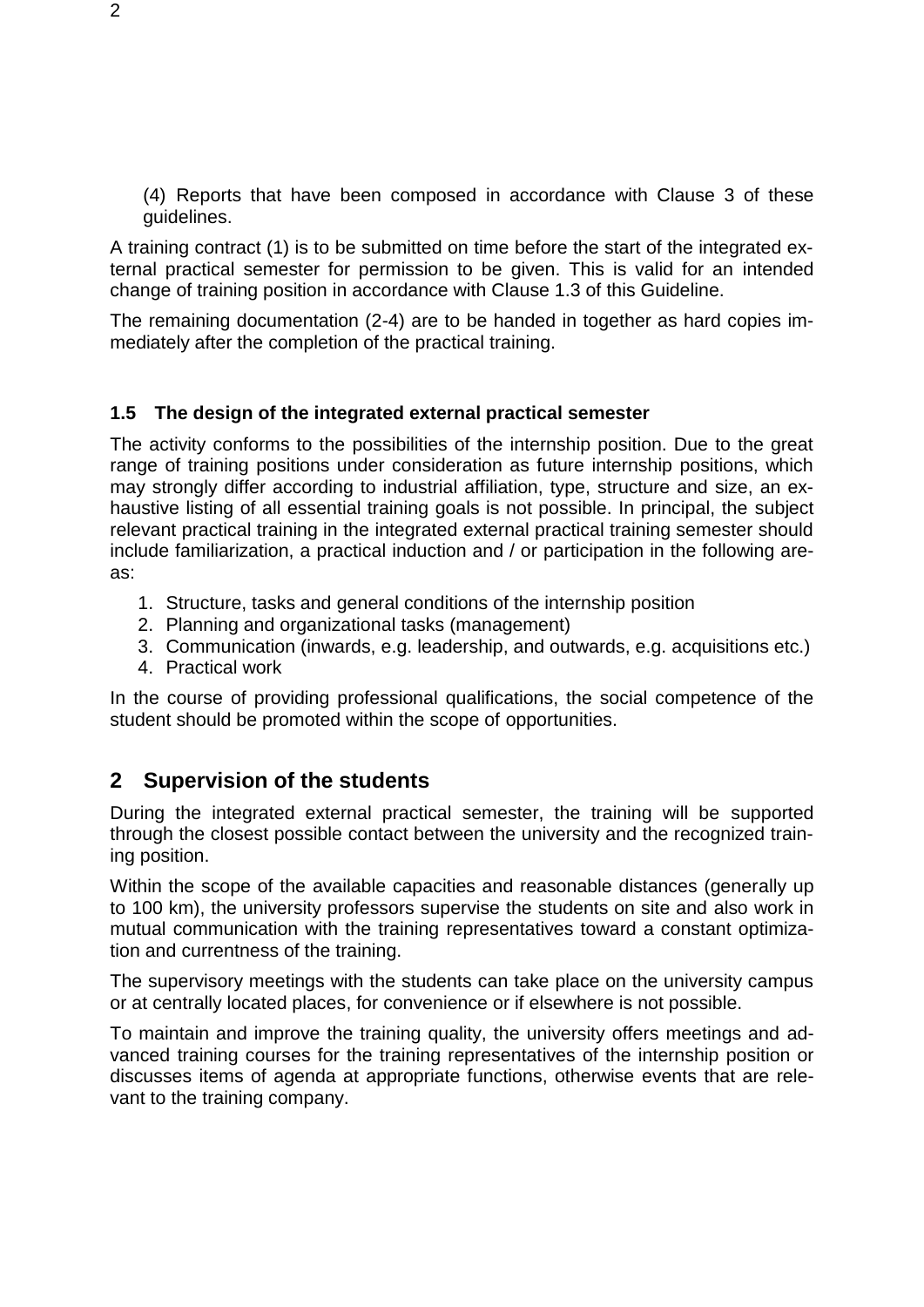(4) Reports that have been composed in accordance with Clause 3 of these guidelines.

A training contract (1) is to be submitted on time before the start of the integrated external practical semester for permission to be given. This is valid for an intended change of training position in accordance with Clause 1.3 of this Guideline.

The remaining documentation (2-4) are to be handed in together as hard copies immediately after the completion of the practical training.

### 1.5 The design of the integrated external practical semester

The activity conforms to the possibilities of the internship position. Due to the great range of training positions under consideration as future internship positions, which may strongly differ according to industrial affiliation, type, structure and size, an exhaustive listing of all essential training goals is not possible. In principal, the subject relevant practical training in the integrated external practical training semester should include familiarization, a practical induction and / or participation in the following areas:

1. Structure, tasks and general conditions of the internship position
2. Planning and organizational tasks (management)
3. Communication (inwards, e.g. leadership, and outwards, e.g. acquisitions etc.)
4. Practical work

In the course of providing professional qualifications, the social competence of the student should be promoted within the scope of opportunities.

## 2 Supervision of the students

During the integrated external practical semester, the training will be supported through the closest possible contact between the university and the recognized training position.

Within the scope of the available capacities and reasonable distances (generally up to 100 km), the university professors supervise the students on site and also work in mutual communication with the training representatives toward a constant optimization and currentness of the training.

The supervisory meetings with the students can take place on the university campus or at centrally located places, for convenience or if elsewhere is not possible.

To maintain and improve the training quality, the university offers meetings and advanced training courses for the training representatives of the internship position or discusses items of agenda at appropriate functions, otherwise events that are relevant to the training company.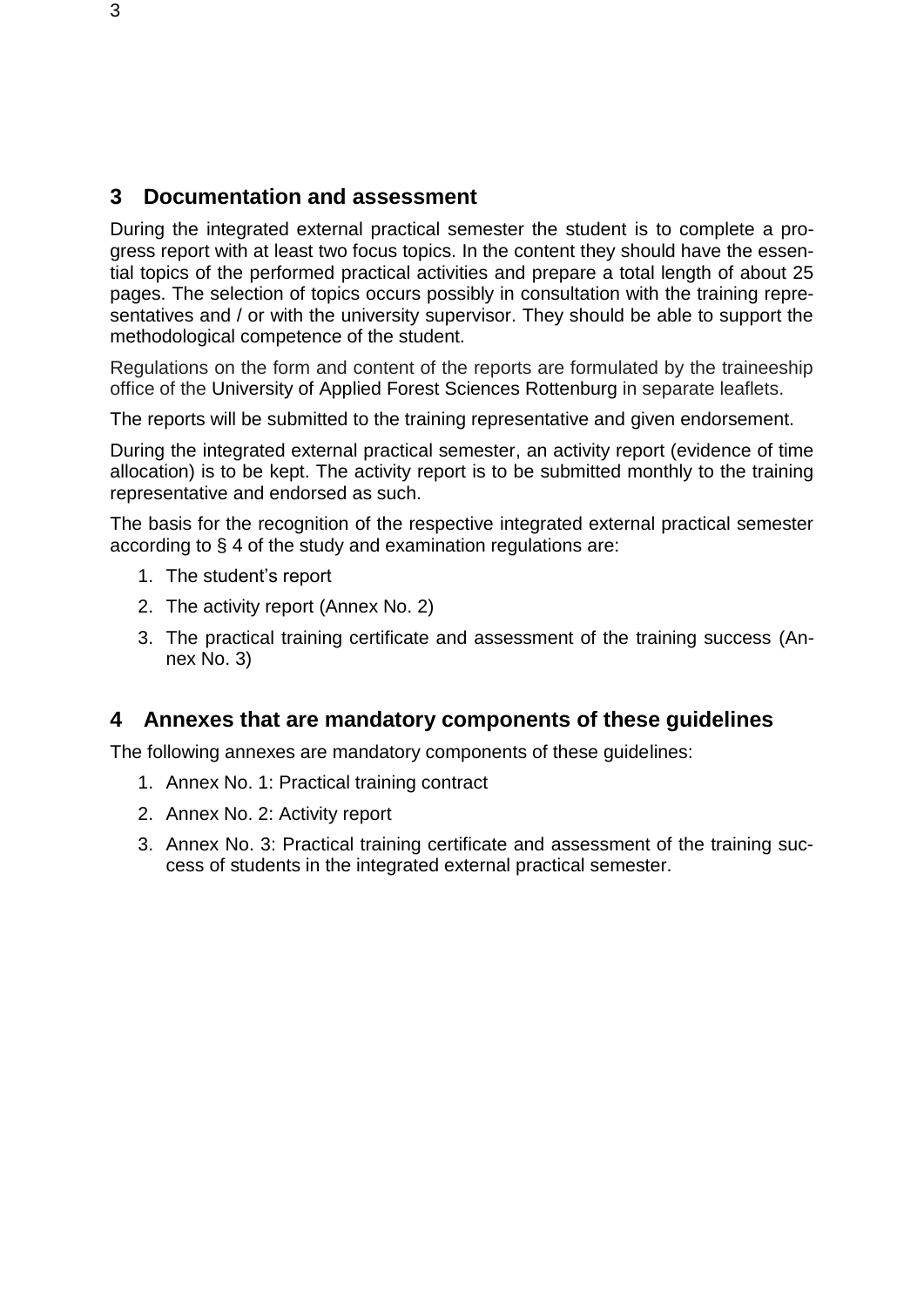## 3 Documentation and assessment

During the integrated external practical semester the student is to complete a progress report with at least two focus topics. In the content they should have the essential topics of the performed practical activities and prepare a total length of about 25 pages. The selection of topics occurs possibly in consultation with the training representatives and / or with the university supervisor. They should be able to support the methodological competence of the student.

Regulations on the form and content of the reports are formulated by the traineeship office of the University of Applied Forest Sciences Rottenburg in separate leaflets.

The reports will be submitted to the training representative and given endorsement.

During the integrated external practical semester, an activity report (evidence of time allocation) is to be kept. The activity report is to be submitted monthly to the training representative and endorsed as such.

The basis for the recognition of the respective integrated external practical semester according to § 4 of the study and examination regulations are:

1. The student's report
2. The activity report (Annex No. 2)
3. The practical training certificate and assessment of the training success (Annex No. 3)

## 4 Annexes that are mandatory components of these guidelines

The following annexes are mandatory components of these guidelines:

1. Annex No. 1: Practical training contract
2. Annex No. 2: Activity report
3. Annex No. 3: Practical training certificate and assessment of the training success of students in the integrated external practical semester.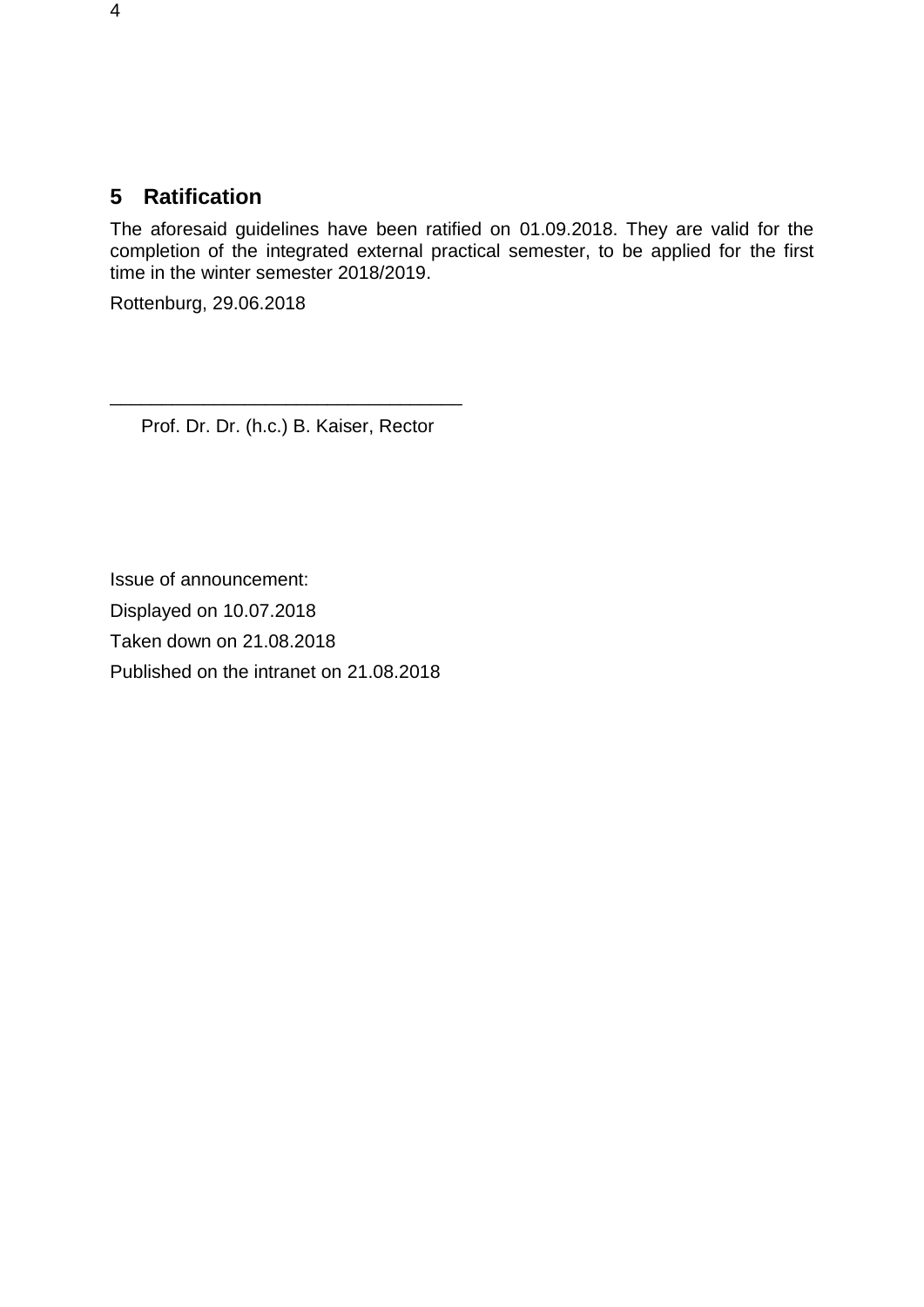## 5 Ratification

The aforesaid guidelines have been ratified on 01.09.2018. They are valid for the completion of the integrated external practical semester, to be applied for the first time in the winter semester 2018/2019.

Rottenburg, 29.06.2018

\_\_\_\_\_\_\_\_\_\_\_\_\_\_\_\_\_\_\_\_\_\_\_\_\_\_\_\_\_\_\_\_\_\_

Prof. Dr. Dr. (h.c.) B. Kaiser, Rector

Issue of announcement:

Displayed on 10.07.2018

Taken down on 21.08.2018

Published on the intranet on 21.08.2018